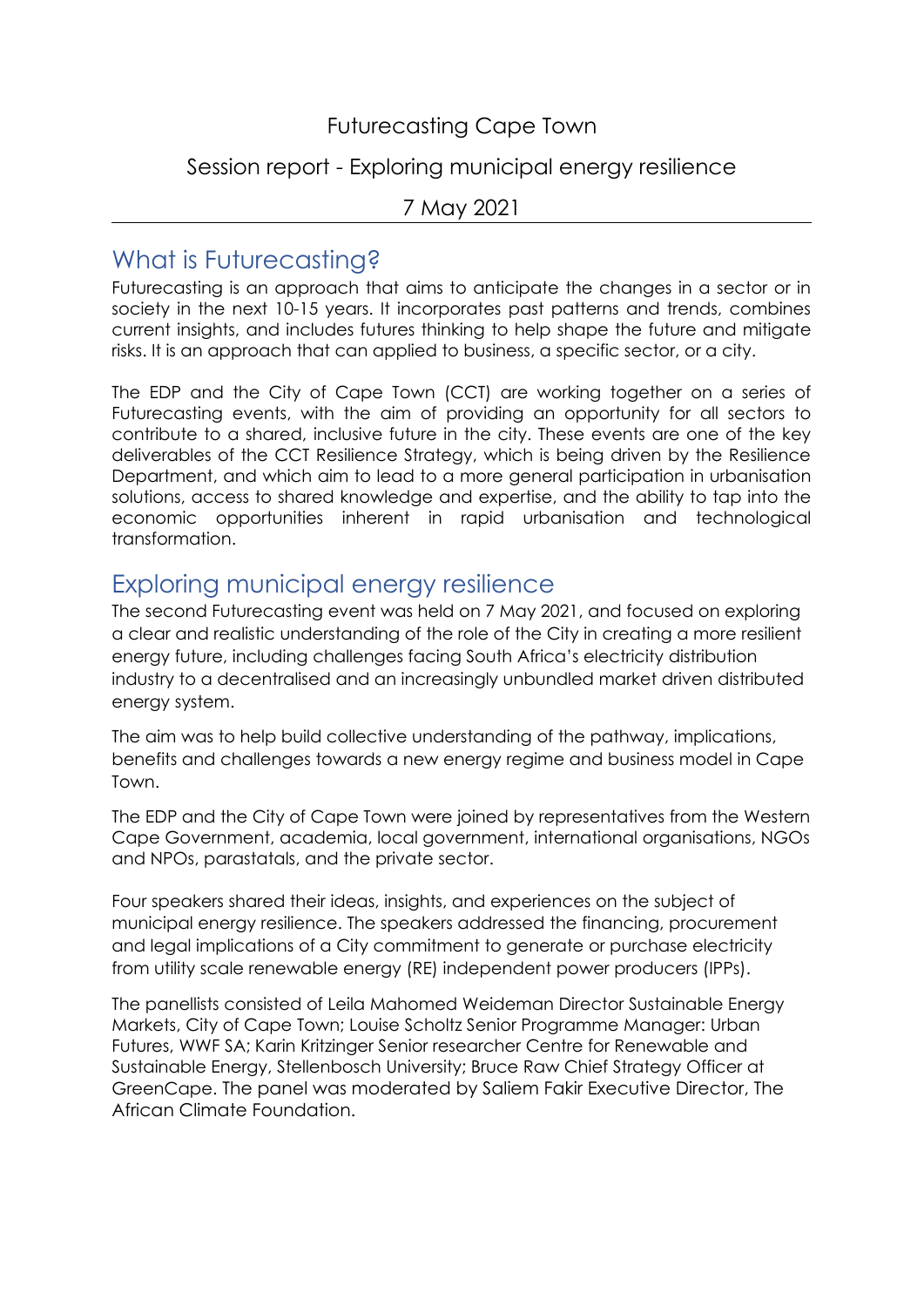Futurecasting Cape Town

Session report - Exploring municipal energy resilience

7 May 2021

## What is Futurecasting?

Futurecasting is an approach that aims to anticipate the changes in a sector or in society in the next 10-15 years. It incorporates past patterns and trends, combines current insights, and includes futures thinking to help shape the future and mitigate risks. It is an approach that can applied to business, a specific sector, or a city.

The EDP and the City of Cape Town (CCT) are working together on a series of Futurecasting events, with the aim of providing an opportunity for all sectors to contribute to a shared, inclusive future in the city. These events are one of the key deliverables of the CCT Resilience Strategy, which is being driven by the Resilience Department, and which aim to lead to a more general participation in urbanisation solutions, access to shared knowledge and expertise, and the ability to tap into the economic opportunities inherent in rapid urbanisation and technological transformation.

## Exploring municipal energy resilience

The second Futurecasting event was held on 7 May 2021, and focused on exploring a clear and realistic understanding of the role of the City in creating a more resilient energy future, including challenges facing South Africa's electricity distribution industry to a decentralised and an increasingly unbundled market driven distributed energy system.

The aim was to help build collective understanding of the pathway, implications, benefits and challenges towards a new energy regime and business model in Cape Town.

The EDP and the City of Cape Town were joined by representatives from the Western Cape Government, academia, local government, international organisations, NGOs and NPOs, parastatals, and the private sector.

Four speakers shared their ideas, insights, and experiences on the subject of municipal energy resilience. The speakers addressed the financing, procurement and legal implications of a City commitment to generate or purchase electricity from utility scale renewable energy (RE) independent power producers (IPPs).

The panellists consisted of Leila Mahomed Weideman Director Sustainable Energy Markets, City of Cape Town; Louise Scholtz Senior Programme Manager: Urban Futures, WWF SA; Karin Kritzinger Senior researcher Centre for Renewable and Sustainable Energy, Stellenbosch University; Bruce Raw Chief Strategy Officer at GreenCape. The panel was moderated by Saliem Fakir Executive Director, The African Climate Foundation.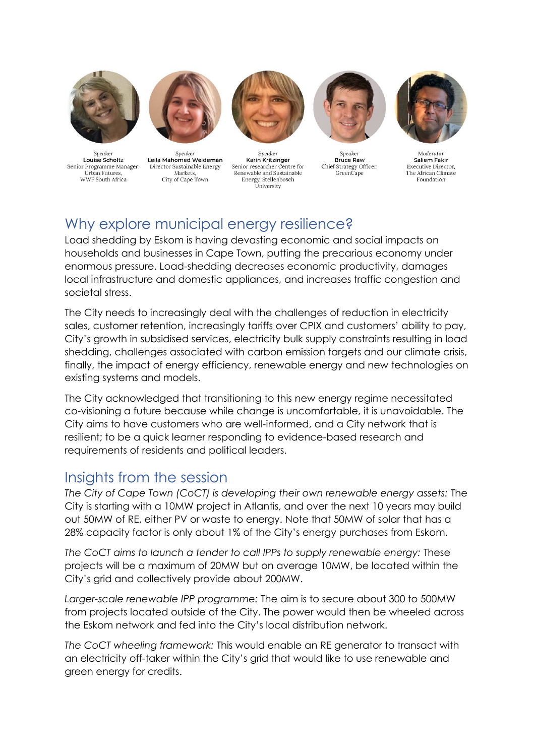*Speaker*
**Louise Scholtz**
Senior Programme Manager: Urban Futures, WWF South Africa

*Speaker*
**Leila Mahomed Weideman**
Director Sustainable Energy Markets, City of Cape Town

*Speaker*
**Karin Kritzinger**
Senior researcher Centre for Renewable and Sustainable Energy, Stellenbosch University

*Speaker*
**Bruce Raw**
Chief Strategy Officer, GreenCape

*Moderator*
**Saliem Fakir**
Executive Director, The African Climate Foundation

## Why explore municipal energy resilience?

Load shedding by Eskom is having devasting economic and social impacts on households and businesses in Cape Town, putting the precarious economy under enormous pressure. Load-shedding decreases economic productivity, damages local infrastructure and domestic appliances, and increases traffic congestion and societal stress.

The City needs to increasingly deal with the challenges of reduction in electricity sales, customer retention, increasingly tariffs over CPIX and customers' ability to pay, City's growth in subsidised services, electricity bulk supply constraints resulting in load shedding, challenges associated with carbon emission targets and our climate crisis, finally, the impact of energy efficiency, renewable energy and new technologies on existing systems and models.

The City acknowledged that transitioning to this new energy regime necessitated co-visioning a future because while change is uncomfortable, it is unavoidable. The City aims to have customers who are well-informed, and a City network that is resilient; to be a quick learner responding to evidence-based research and requirements of residents and political leaders.

## Insights from the session

*The City of Cape Town (CoCT) is developing their own renewable energy assets:* The City is starting with a 10MW project in Atlantis, and over the next 10 years may build out 50MW of RE, either PV or waste to energy. Note that 50MW of solar that has a 28% capacity factor is only about 1% of the City's energy purchases from Eskom.

*The CoCT aims to launch a tender to call IPPs to supply renewable energy:* These projects will be a maximum of 20MW but on average 10MW, be located within the City's grid and collectively provide about 200MW.

*Larger-scale renewable IPP programme:* The aim is to secure about 300 to 500MW from projects located outside of the City. The power would then be wheeled across the Eskom network and fed into the City's local distribution network.

*The CoCT wheeling framework:* This would enable an RE generator to transact with an electricity off-taker within the City's grid that would like to use renewable and green energy for credits.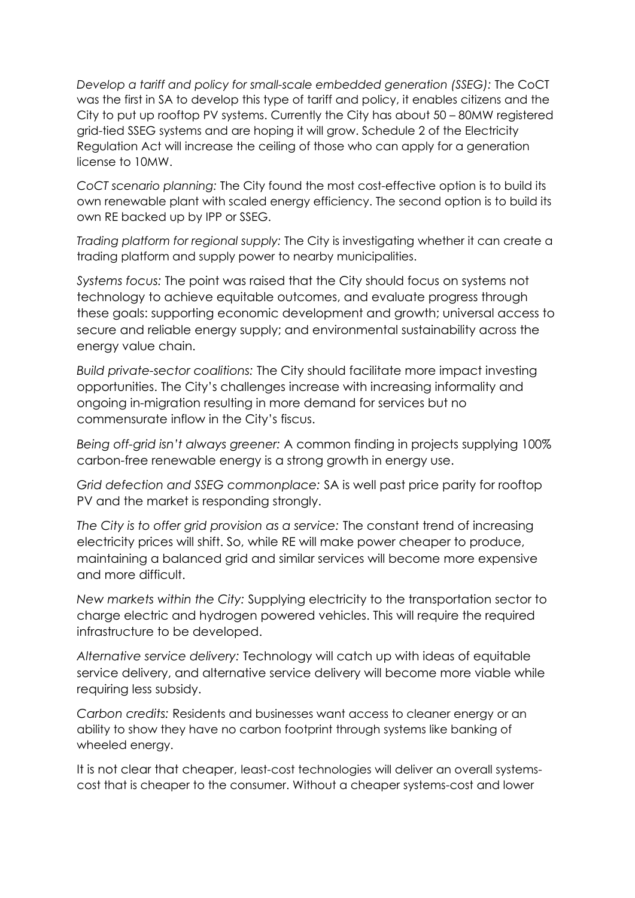*Develop a tariff and policy for small-scale embedded generation (SSEG):* The CoCT was the first in SA to develop this type of tariff and policy, it enables citizens and the City to put up rooftop PV systems. Currently the City has about 50 – 80MW registered grid-tied SSEG systems and are hoping it will grow. Schedule 2 of the Electricity Regulation Act will increase the ceiling of those who can apply for a generation license to 10MW.

*CoCT scenario planning:* The City found the most cost-effective option is to build its own renewable plant with scaled energy efficiency. The second option is to build its own RE backed up by IPP or SSEG.

*Trading platform for regional supply:* The City is investigating whether it can create a trading platform and supply power to nearby municipalities.

*Systems focus:* The point was raised that the City should focus on systems not technology to achieve equitable outcomes, and evaluate progress through these goals: supporting economic development and growth; universal access to secure and reliable energy supply; and environmental sustainability across the energy value chain.

*Build private-sector coalitions:* The City should facilitate more impact investing opportunities. The City's challenges increase with increasing informality and ongoing in-migration resulting in more demand for services but no commensurate inflow in the City's fiscus.

*Being off-grid isn't always greener:* A common finding in projects supplying 100% carbon-free renewable energy is a strong growth in energy use.

*Grid defection and SSEG commonplace:* SA is well past price parity for rooftop PV and the market is responding strongly.

*The City is to offer grid provision as a service:* The constant trend of increasing electricity prices will shift. So, while RE will make power cheaper to produce, maintaining a balanced grid and similar services will become more expensive and more difficult.

*New markets within the City:* Supplying electricity to the transportation sector to charge electric and hydrogen powered vehicles. This will require the required infrastructure to be developed.

*Alternative service delivery:* Technology will catch up with ideas of equitable service delivery, and alternative service delivery will become more viable while requiring less subsidy.

*Carbon credits:* Residents and businesses want access to cleaner energy or an ability to show they have no carbon footprint through systems like banking of wheeled energy.

It is not clear that cheaper, least-cost technologies will deliver an overall systems-cost that is cheaper to the consumer. Without a cheaper systems-cost and lower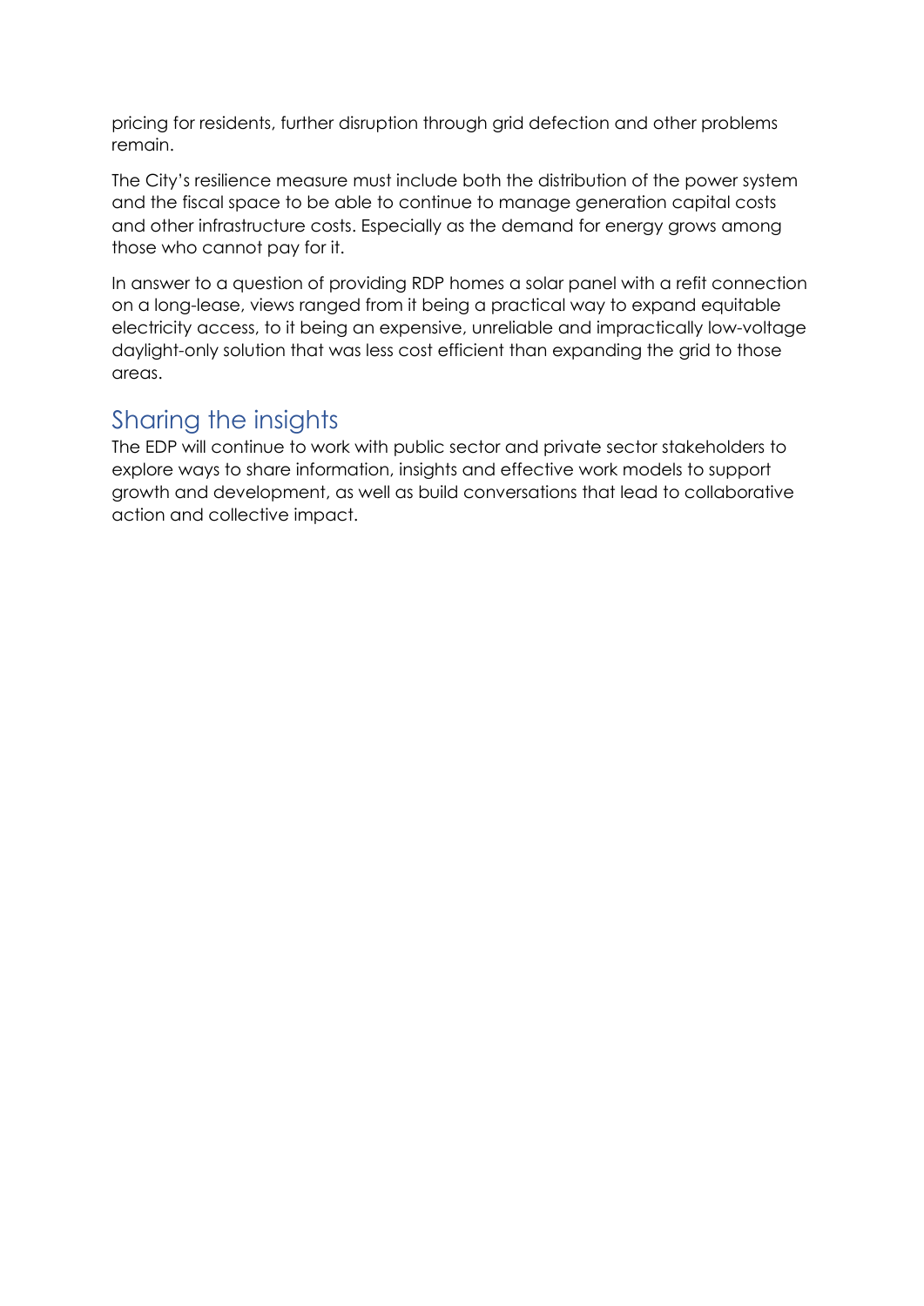pricing for residents, further disruption through grid defection and other problems remain.

The City's resilience measure must include both the distribution of the power system and the fiscal space to be able to continue to manage generation capital costs and other infrastructure costs. Especially as the demand for energy grows among those who cannot pay for it.

In answer to a question of providing RDP homes a solar panel with a refit connection on a long-lease, views ranged from it being a practical way to expand equitable electricity access, to it being an expensive, unreliable and impractically low-voltage daylight-only solution that was less cost efficient than expanding the grid to those areas.

## Sharing the insights

The EDP will continue to work with public sector and private sector stakeholders to explore ways to share information, insights and effective work models to support growth and development, as well as build conversations that lead to collaborative action and collective impact.